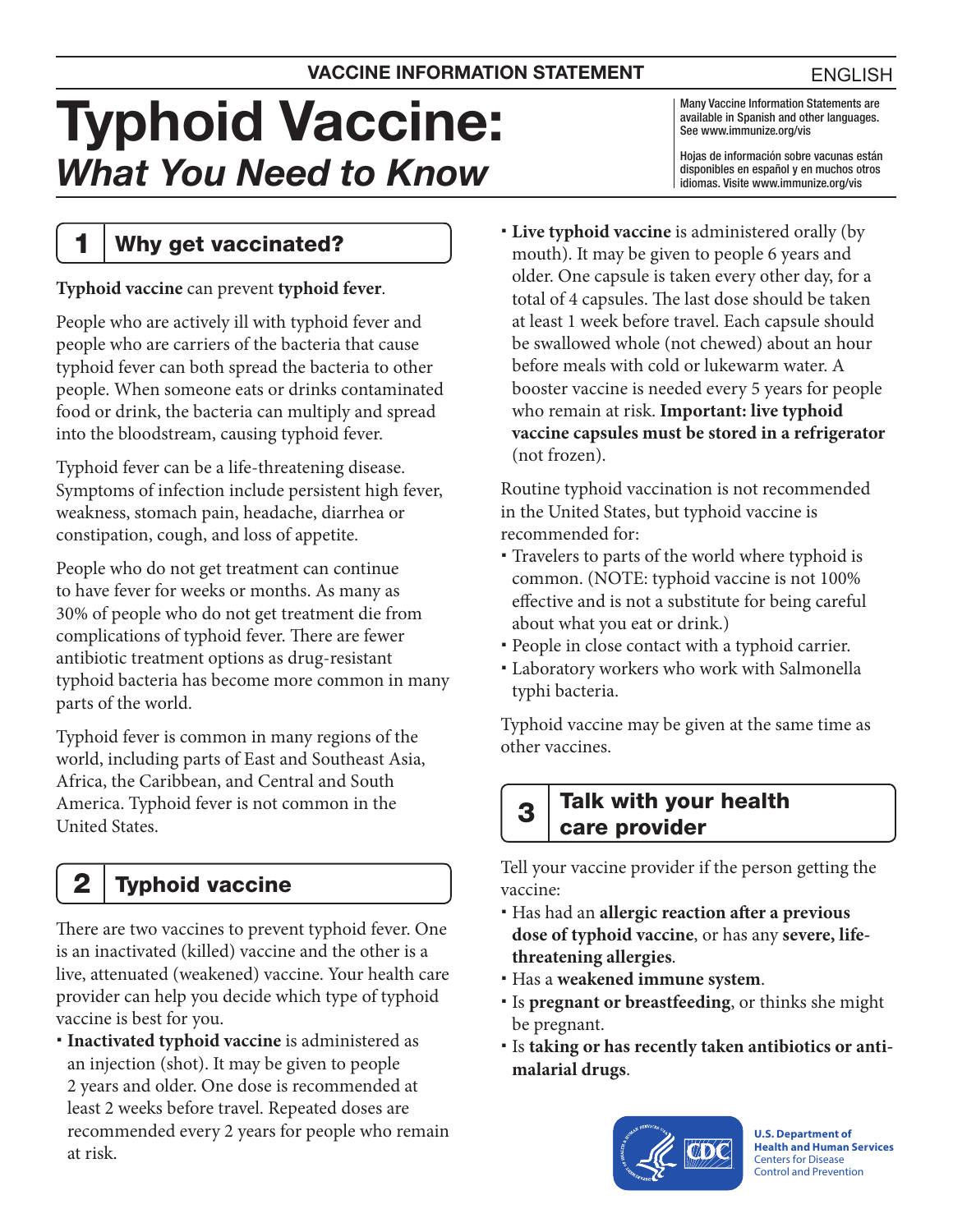VACCINE INFORMATION STATEMENT

ENGLISH

# Typhoid Vaccine: *What You Need to Know*

Many Vaccine Information Statements are available in Spanish and other languages. See www.immunize.org/vis

Hojas de información sobre vacunas están disponibles en español y en muchos otros idiomas. Visite www.immunize.org/vis

## 1 Why get vaccinated?

**Typhoid vaccine** can prevent **typhoid fever**.

People who are actively ill with typhoid fever and people who are carriers of the bacteria that cause typhoid fever can both spread the bacteria to other people. When someone eats or drinks contaminated food or drink, the bacteria can multiply and spread into the bloodstream, causing typhoid fever.

Typhoid fever can be a life-threatening disease. Symptoms of infection include persistent high fever, weakness, stomach pain, headache, diarrhea or constipation, cough, and loss of appetite.

People who do not get treatment can continue to have fever for weeks or months. As many as 30% of people who do not get treatment die from complications of typhoid fever. There are fewer antibiotic treatment options as drug-resistant typhoid bacteria has become more common in many parts of the world.

Typhoid fever is common in many regions of the world, including parts of East and Southeast Asia, Africa, the Caribbean, and Central and South America. Typhoid fever is not common in the United States.

## 2 Typhoid vaccine

There are two vaccines to prevent typhoid fever. One is an inactivated (killed) vaccine and the other is a live, attenuated (weakened) vaccine. Your health care provider can help you decide which type of typhoid vaccine is best for you.

- **Inactivated typhoid vaccine** is administered as an injection (shot). It may be given to people 2 years and older. One dose is recommended at least 2 weeks before travel. Repeated doses are recommended every 2 years for people who remain at risk.
- **Live typhoid vaccine** is administered orally (by mouth). It may be given to people 6 years and older. One capsule is taken every other day, for a total of 4 capsules. The last dose should be taken at least 1 week before travel. Each capsule should be swallowed whole (not chewed) about an hour before meals with cold or lukewarm water. A booster vaccine is needed every 5 years for people who remain at risk. **Important: live typhoid vaccine capsules must be stored in a refrigerator** (not frozen).

Routine typhoid vaccination is not recommended in the United States, but typhoid vaccine is recommended for:

- Travelers to parts of the world where typhoid is common. (NOTE: typhoid vaccine is not 100% effective and is not a substitute for being careful about what you eat or drink.)
- People in close contact with a typhoid carrier.
- Laboratory workers who work with Salmonella typhi bacteria.

Typhoid vaccine may be given at the same time as other vaccines.

## 3 Talk with your health care provider

Tell your vaccine provider if the person getting the vaccine:

- Has had an **allergic reaction after a previous dose of typhoid vaccine**, or has any **severe, life-threatening allergies**.
- Has a **weakened immune system**.
- Is **pregnant or breastfeeding**, or thinks she might be pregnant.
- Is **taking or has recently taken antibiotics or anti-malarial drugs**.

U.S. Department of Health and Human Services
Centers for Disease Control and Prevention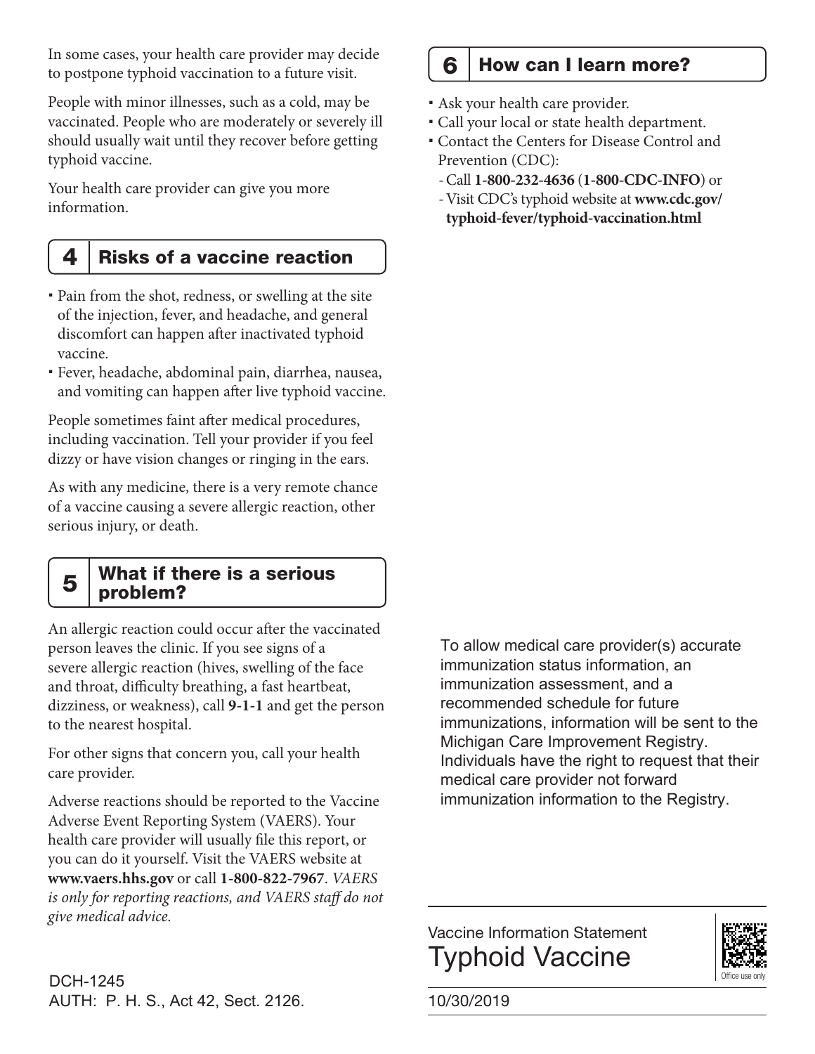In some cases, your health care provider may decide to postpone typhoid vaccination to a future visit.

People with minor illnesses, such as a cold, may be vaccinated. People who are moderately or severely ill should usually wait until they recover before getting typhoid vaccine.

Your health care provider can give you more information.

## 4 Risks of a vaccine reaction

- Pain from the shot, redness, or swelling at the site of the injection, fever, and headache, and general discomfort can happen after inactivated typhoid vaccine.
- Fever, headache, abdominal pain, diarrhea, nausea, and vomiting can happen after live typhoid vaccine.

People sometimes faint after medical procedures, including vaccination. Tell your provider if you feel dizzy or have vision changes or ringing in the ears.

As with any medicine, there is a very remote chance of a vaccine causing a severe allergic reaction, other serious injury, or death.

## 5 What if there is a serious problem?

An allergic reaction could occur after the vaccinated person leaves the clinic. If you see signs of a severe allergic reaction (hives, swelling of the face and throat, difficulty breathing, a fast heartbeat, dizziness, or weakness), call **9-1-1** and get the person to the nearest hospital.

For other signs that concern you, call your health care provider.

Adverse reactions should be reported to the Vaccine Adverse Event Reporting System (VAERS). Your health care provider will usually file this report, or you can do it yourself. Visit the VAERS website at **www.vaers.hhs.gov** or call **1-800-822-7967**. *VAERS is only for reporting reactions, and VAERS staff do not give medical advice.*

## 6 How can I learn more?

- Ask your health care provider.
- Call your local or state health department.
- Contact the Centers for Disease Control and Prevention (CDC):
  - Call **1-800-232-4636** (**1-800-CDC-INFO**) or
  - Visit CDC's typhoid website at **www.cdc.gov/typhoid-fever/typhoid-vaccination.html**

To allow medical care provider(s) accurate immunization status information, an immunization assessment, and a recommended schedule for future immunizations, information will be sent to the Michigan Care Improvement Registry. Individuals have the right to request that their medical care provider not forward immunization information to the Registry.

DCH-1245
AUTH: P. H. S., Act 42, Sect. 2126.

Vaccine Information Statement
Typhoid Vaccine

Office use only

10/30/2019